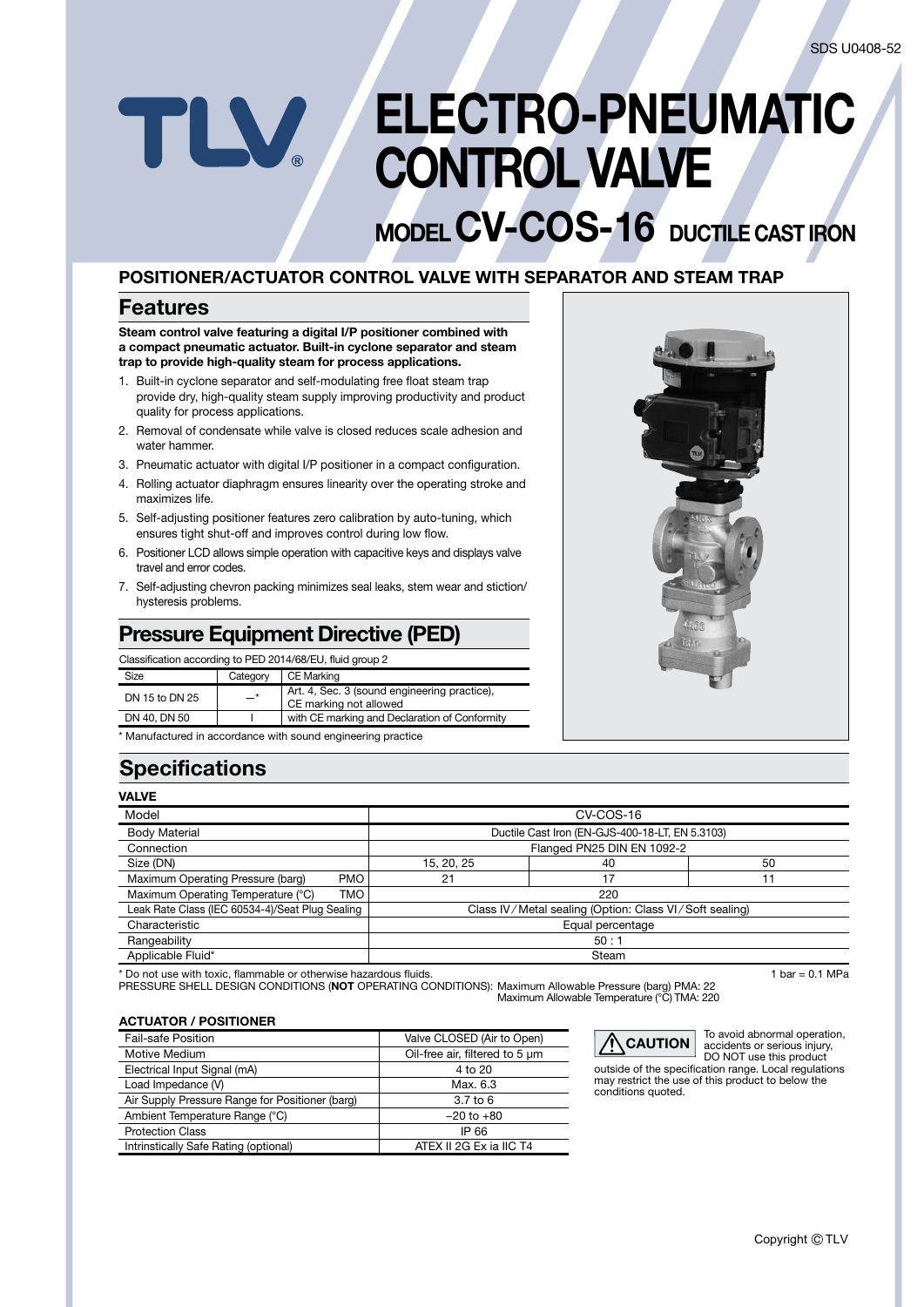SDS U0408-52

# ELECTRO-PNEUMATIC CONTROL VALVE

## MODEL CV-COS-16 DUCTILE CAST IRON

### POSITIONER/ACTUATOR CONTROL VALVE WITH SEPARATOR AND STEAM TRAP

## Features

**Steam control valve featuring a digital I/P positioner combined with a compact pneumatic actuator. Built-in cyclone separator and steam trap to provide high-quality steam for process applications.**

1. Built-in cyclone separator and self-modulating free float steam trap provide dry, high-quality steam supply improving productivity and product quality for process applications.
2. Removal of condensate while valve is closed reduces scale adhesion and water hammer.
3. Pneumatic actuator with digital I/P positioner in a compact configuration.
4. Rolling actuator diaphragm ensures linearity over the operating stroke and maximizes life.
5. Self-adjusting positioner features zero calibration by auto-tuning, which ensures tight shut-off and improves control during low flow.
6. Positioner LCD allows simple operation with capacitive keys and displays valve travel and error codes.
7. Self-adjusting chevron packing minimizes seal leaks, stem wear and stiction/hysteresis problems.

## Pressure Equipment Directive (PED)

Classification according to PED 2014/68/EU, fluid group 2

| Size | Category | CE Marking |
|---|---|---|
| DN 15 to DN 25 | —* | Art. 4, Sec. 3 (sound engineering practice), CE marking not allowed |
| DN 40, DN 50 | I | with CE marking and Declaration of Conformity |

* Manufactured in accordance with sound engineering practice

## Specifications

### VALVE

| Model | | CV-COS-16 | | |
|---|---|---|---|---|
| Body Material | | Ductile Cast Iron (EN-GJS-400-18-LT, EN 5.3103) | | |
| Connection | | Flanged PN25 DIN EN 1092-2 | | |
| Size (DN) | | 15, 20, 25 | 40 | 50 |
| Maximum Operating Pressure (barg) | PMO | 21 | 17 | 11 |
| Maximum Operating Temperature (°C) | TMO | 220 | | |
| Leak Rate Class (IEC 60534-4)/Seat Plug Sealing | | Class IV / Metal sealing (Option: Class VI / Soft sealing) | | |
| Characteristic | | Equal percentage | | |
| Rangeability | | 50 : 1 | | |
| Applicable Fluid* | | Steam | | |

* Do not use with toxic, flammable or otherwise hazardous fluids.

1 bar = 0.1 MPa

PRESSURE SHELL DESIGN CONDITIONS (**NOT** OPERATING CONDITIONS): Maximum Allowable Pressure (barg) PMA: 22
Maximum Allowable Temperature (°C) TMA: 220

### ACTUATOR / POSITIONER

| Fail-safe Position | Valve CLOSED (Air to Open) |
|---|---|
| Motive Medium | Oil-free air, filtered to 5 µm |
| Electrical Input Signal (mA) | 4 to 20 |
| Load Impedance (V) | Max. 6.3 |
| Air Supply Pressure Range for Positioner (barg) | 3.7 to 6 |
| Ambient Temperature Range (°C) | −20 to +80 |
| Protection Class | IP 66 |
| Intrinstically Safe Rating (optional) | ATEX II 2G Ex ia IIC T4 |

**⚠ CAUTION** To avoid abnormal operation, accidents or serious injury, DO NOT use this product outside of the specification range. Local regulations may restrict the use of this product to below the conditions quoted.

Copyright © TLV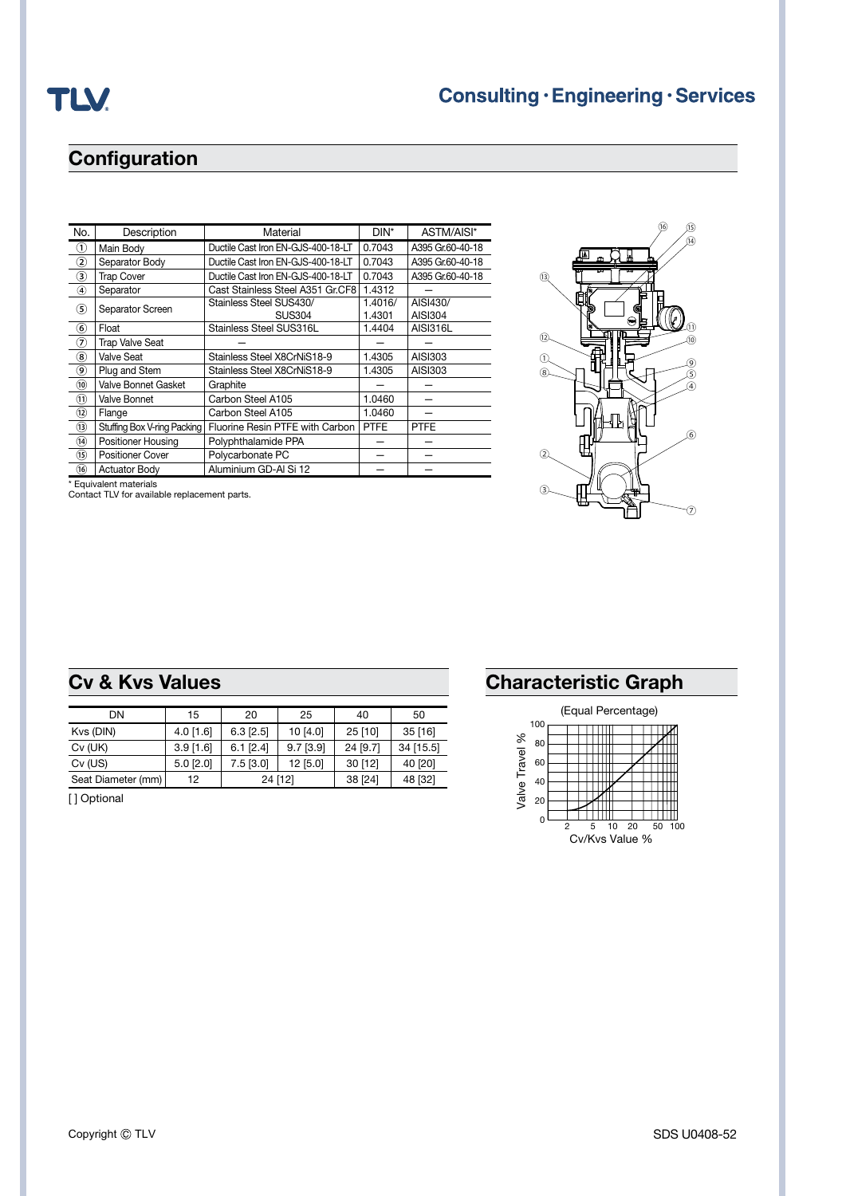## Configuration

| No. | Description | Material | DIN* | ASTM/AISI* |
|---|---|---|---|---|
| ① | Main Body | Ductile Cast Iron EN-GJS-400-18-LT | 0.7043 | A395 Gr.60-40-18 |
| ② | Separator Body | Ductile Cast Iron EN-GJS-400-18-LT | 0.7043 | A395 Gr.60-40-18 |
| ③ | Trap Cover | Ductile Cast Iron EN-GJS-400-18-LT | 0.7043 | A395 Gr.60-40-18 |
| ④ | Separator | Cast Stainless Steel A351 Gr.CF8 | 1.4312 | — |
| ⑤ | Separator Screen | Stainless Steel SUS430/ SUS304 | 1.4016/ 1.4301 | AISI430/ AISI304 |
| ⑥ | Float | Stainless Steel SUS316L | 1.4404 | AISI316L |
| ⑦ | Trap Valve Seat | — | — | — |
| ⑧ | Valve Seat | Stainless Steel X8CrNiS18-9 | 1.4305 | AISI303 |
| ⑨ | Plug and Stem | Stainless Steel X8CrNiS18-9 | 1.4305 | AISI303 |
| ⑩ | Valve Bonnet Gasket | Graphite | — | — |
| ⑪ | Valve Bonnet | Carbon Steel A105 | 1.0460 | — |
| ⑫ | Flange | Carbon Steel A105 | 1.0460 | — |
| ⑬ | Stuffing Box V-ring Packing | Fluorine Resin PTFE with Carbon | PTFE | PTFE |
| ⑭ | Positioner Housing | Polyphthalamide PPA | — | — |
| ⑮ | Positioner Cover | Polycarbonate PC | — | — |
| ⑯ | Actuator Body | Aluminium GD-Al Si 12 | — | — |

\* Equivalent materials
Contact TLV for available replacement parts.

## Cv & Kvs Values

| DN | 15 | 20 | 25 | 40 | 50 |
|---|---|---|---|---|---|
| Kvs (DIN) | 4.0 [1.6] | 6.3 [2.5] | 10 [4.0] | 25 [10] | 35 [16] |
| Cv (UK) | 3.9 [1.6] | 6.1 [2.4] | 9.7 [3.9] | 24 [9.7] | 34 [15.5] |
| Cv (US) | 5.0 [2.0] | 7.5 [3.0] | 12 [5.0] | 30 [12] | 40 [20] |
| Seat Diameter (mm) | 12 | 24 [12] | | 38 [24] | 48 [32] |

[ ] Optional

## Characteristic Graph

(Equal Percentage)

Valve Travel %

Cv/Kvs Value %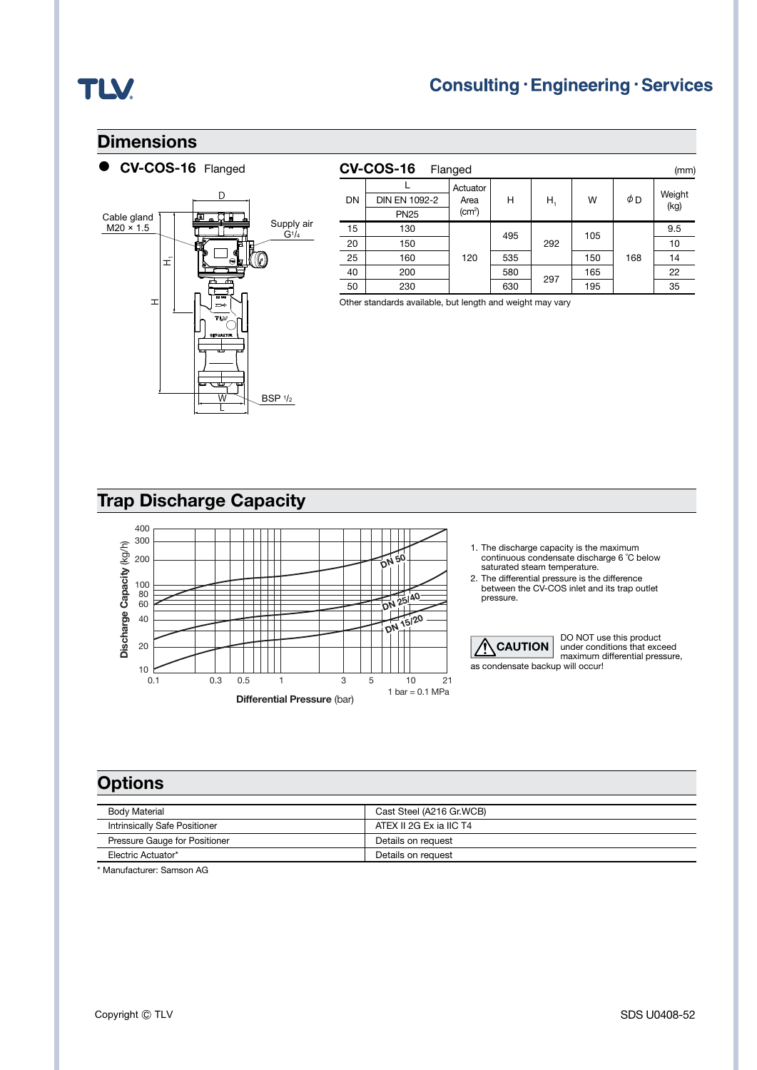## Dimensions

● **CV-COS-16** Flanged

Cable gland M20 × 1.5

Supply air G¼

BSP ½

**CV-COS-16** Flanged (mm)

| DN | L DIN EN 1092-2 PN25 | Actuator Area (cm²) | H | $H_1$ | W | ϕD | Weight (kg) |
|---|---|---|---|---|---|---|---|
| 15 | 130 | 120 | 495 | 292 | 105 | 168 | 9.5 |
| 20 | 150 | | | | | | 10 |
| 25 | 160 | | 535 | | 150 | | 14 |
| 40 | 200 | | 580 | 297 | 165 | | 22 |
| 50 | 230 | | 630 | | 195 | | 35 |

Other standards available, but length and weight may vary

## Trap Discharge Capacity

Discharge Capacity (kg/h)

DN 50

DN 25/40

DN 15/20

Differential Pressure (bar)

1 bar = 0.1 MPa

1. The discharge capacity is the maximum continuous condensate discharge 6 °C below saturated steam temperature.
2. The differential pressure is the difference between the CV-COS inlet and its trap outlet pressure.

**CAUTION** DO NOT use this product under conditions that exceed maximum differential pressure, as condensate backup will occur!

## Options

| | |
|---|---|
| Body Material | Cast Steel (A216 Gr.WCB) |
| Intrinsically Safe Positioner | ATEX II 2G Ex ia IIC T4 |
| Pressure Gauge for Positioner | Details on request |
| Electric Actuator* | Details on request |

* Manufacturer: Samson AG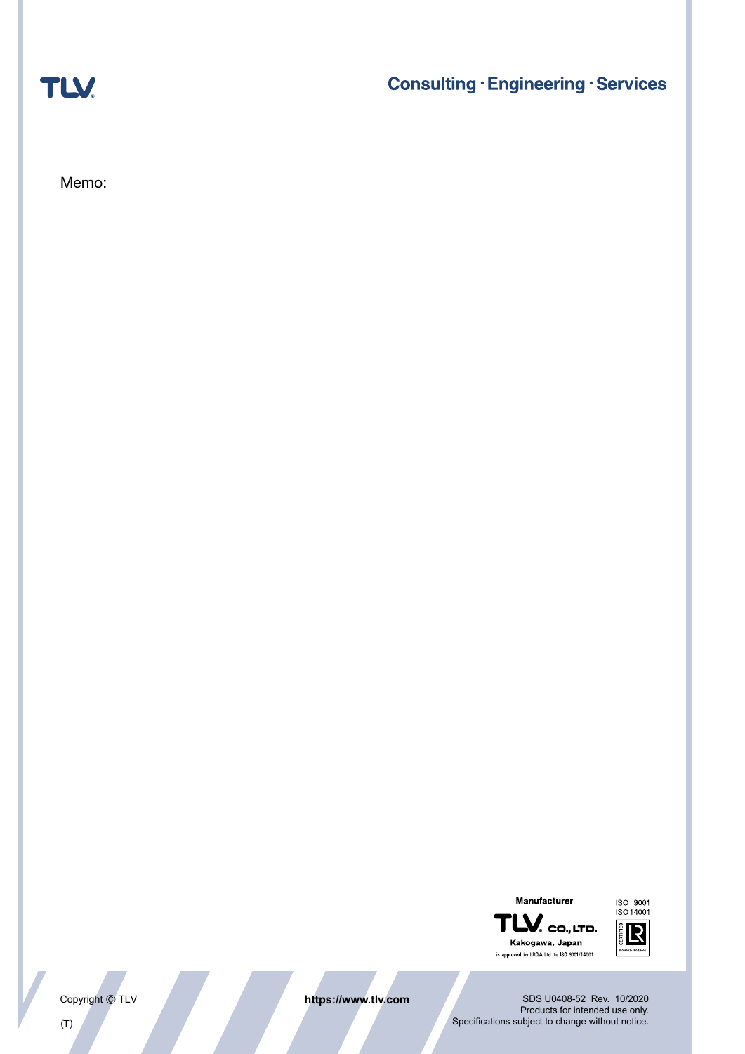TLV

Consulting · Engineering · Services

Memo:

Manufacturer

TLV. CO., LTD.

Kakogawa, Japan

is approved by LRQA Ltd. to ISO 9001/14001

ISO 9001
ISO 14001

Copyright © TLV

https://www.tlv.com

SDS U0408-52 Rev. 10/2020
Products for intended use only.
Specifications subject to change without notice.

(T)